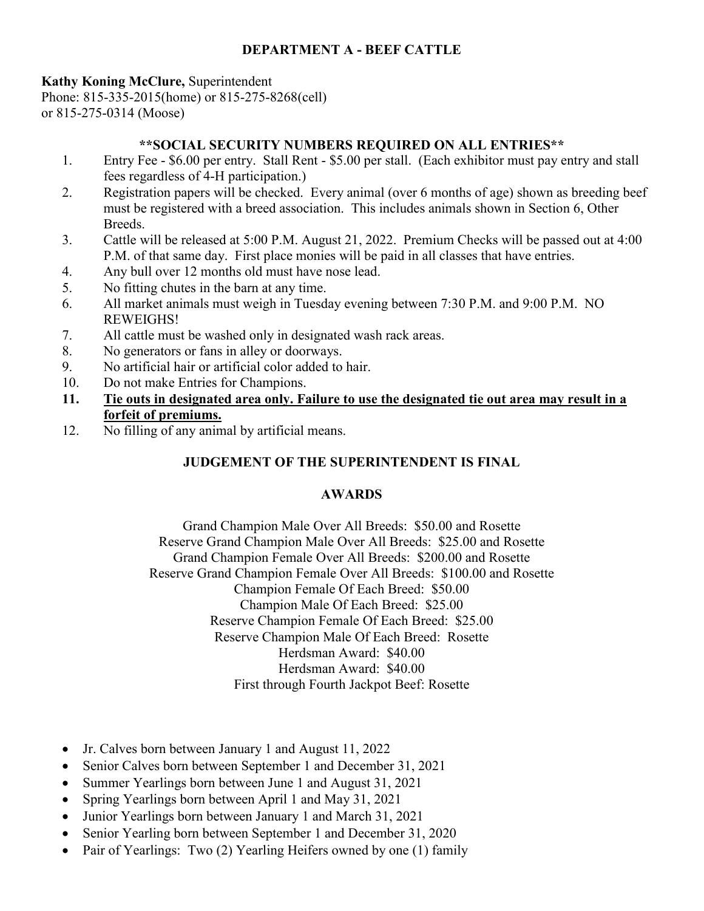# DEPARTMENT A - BEEF CATTLE

**Kathy Koning McClure,** Superintendent
Phone: 815-335-2015(home) or 815-275-8268(cell)
or 815-275-0314 (Moose)

**\*\*SOCIAL SECURITY NUMBERS REQUIRED ON ALL ENTRIES\*\***

1. Entry Fee - $6.00 per entry. Stall Rent - $5.00 per stall. (Each exhibitor must pay entry and stall fees regardless of 4-H participation.)
2. Registration papers will be checked. Every animal (over 6 months of age) shown as breeding beef must be registered with a breed association. This includes animals shown in Section 6, Other Breeds.
3. Cattle will be released at 5:00 P.M. August 21, 2022. Premium Checks will be passed out at 4:00 P.M. of that same day. First place monies will be paid in all classes that have entries.
4. Any bull over 12 months old must have nose lead.
5. No fitting chutes in the barn at any time.
6. All market animals must weigh in Tuesday evening between 7:30 P.M. and 9:00 P.M. NO REWEIGHS!
7. All cattle must be washed only in designated wash rack areas.
8. No generators or fans in alley or doorways.
9. No artificial hair or artificial color added to hair.
10. Do not make Entries for Champions.
11. **<u>Tie outs in designated area only. Failure to use the designated tie out area may result in a forfeit of premiums.</u>**
12. No filling of any animal by artificial means.

**JUDGEMENT OF THE SUPERINTENDENT IS FINAL**

**AWARDS**

Grand Champion Male Over All Breeds: $50.00 and Rosette
Reserve Grand Champion Male Over All Breeds: $25.00 and Rosette
Grand Champion Female Over All Breeds: $200.00 and Rosette
Reserve Grand Champion Female Over All Breeds: $100.00 and Rosette
Champion Female Of Each Breed: $50.00
Champion Male Of Each Breed: $25.00
Reserve Champion Female Of Each Breed: $25.00
Reserve Champion Male Of Each Breed: Rosette
Herdsman Award: $40.00
Herdsman Award: $40.00
First through Fourth Jackpot Beef: Rosette

- Jr. Calves born between January 1 and August 11, 2022
- Senior Calves born between September 1 and December 31, 2021
- Summer Yearlings born between June 1 and August 31, 2021
- Spring Yearlings born between April 1 and May 31, 2021
- Junior Yearlings born between January 1 and March 31, 2021
- Senior Yearling born between September 1 and December 31, 2020
- Pair of Yearlings: Two (2) Yearling Heifers owned by one (1) family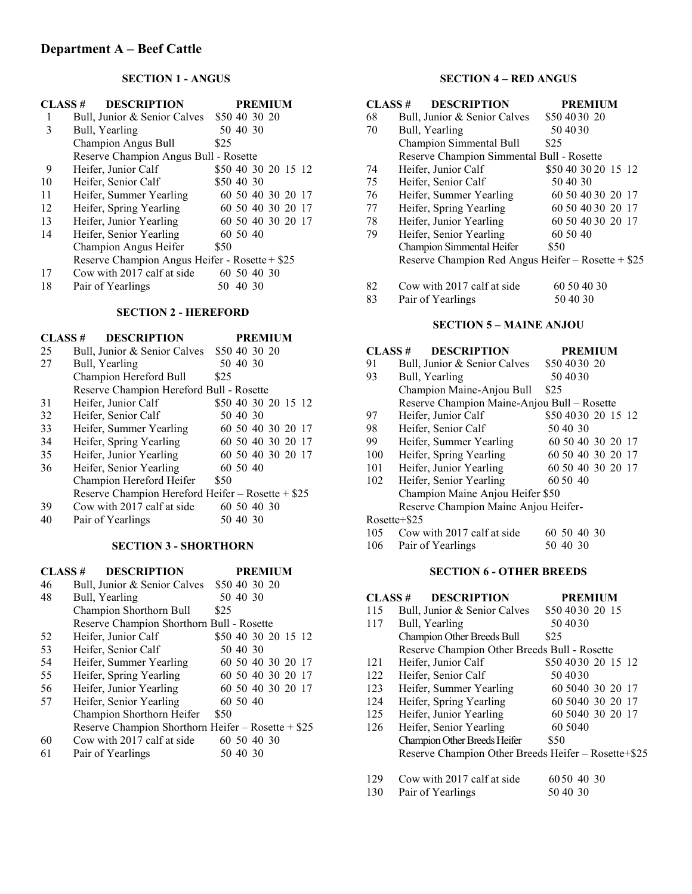# Department A – Beef Cattle

### SECTION 1 - ANGUS

| CLASS # | DESCRIPTION | PREMIUM |
|---|---|---|
| 1 | Bull, Junior & Senior Calves | $50 40 30 20 |
| 3 | Bull, Yearling | 50 40 30 |
| | Champion Angus Bull | $25 |
| | Reserve Champion Angus Bull - Rosette | |
| 9 | Heifer, Junior Calf | $50 40 30 20 15 12 |
| 10 | Heifer, Senior Calf | $50 40 30 |
| 11 | Heifer, Summer Yearling | 60 50 40 30 20 17 |
| 12 | Heifer, Spring Yearling | 60 50 40 30 20 17 |
| 13 | Heifer, Junior Yearling | 60 50 40 30 20 17 |
| 14 | Heifer, Senior Yearling | 60 50 40 |
| | Champion Angus Heifer | $50 |
| | Reserve Champion Angus Heifer - Rosette + $25 | |
| 17 | Cow with 2017 calf at side | 60 50 40 30 |
| 18 | Pair of Yearlings | 50 40 30 |

### SECTION 2 - HEREFORD

| CLASS # | DESCRIPTION | PREMIUM |
|---|---|---|
| 25 | Bull, Junior & Senior Calves | $50 40 30 20 |
| 27 | Bull, Yearling | 50 40 30 |
| | Champion Hereford Bull | $25 |
| | Reserve Champion Hereford Bull - Rosette | |
| 31 | Heifer, Junior Calf | $50 40 30 20 15 12 |
| 32 | Heifer, Senior Calf | 50 40 30 |
| 33 | Heifer, Summer Yearling | 60 50 40 30 20 17 |
| 34 | Heifer, Spring Yearling | 60 50 40 30 20 17 |
| 35 | Heifer, Junior Yearling | 60 50 40 30 20 17 |
| 36 | Heifer, Senior Yearling | 60 50 40 |
| | Champion Hereford Heifer | $50 |
| | Reserve Champion Hereford Heifer – Rosette + $25 | |
| 39 | Cow with 2017 calf at side | 60 50 40 30 |
| 40 | Pair of Yearlings | 50 40 30 |

### SECTION 3 - SHORTHORN

| CLASS # | DESCRIPTION | PREMIUM |
|---|---|---|
| 46 | Bull, Junior & Senior Calves | $50 40 30 20 |
| 48 | Bull, Yearling | 50 40 30 |
| | Champion Shorthorn Bull | $25 |
| | Reserve Champion Shorthorn Bull - Rosette | |
| 52 | Heifer, Junior Calf | $50 40 30 20 15 12 |
| 53 | Heifer, Senior Calf | 50 40 30 |
| 54 | Heifer, Summer Yearling | 60 50 40 30 20 17 |
| 55 | Heifer, Spring Yearling | 60 50 40 30 20 17 |
| 56 | Heifer, Junior Yearling | 60 50 40 30 20 17 |
| 57 | Heifer, Senior Yearling | 60 50 40 |
| | Champion Shorthorn Heifer | $50 |
| | Reserve Champion Shorthorn Heifer – Rosette + $25 | |
| 60 | Cow with 2017 calf at side | 60 50 40 30 |
| 61 | Pair of Yearlings | 50 40 30 |

### SECTION 4 – RED ANGUS

| CLASS # | DESCRIPTION | PREMIUM |
|---|---|---|
| 68 | Bull, Junior & Senior Calves | $50 40 30 20 |
| 70 | Bull, Yearling | 50 40 30 |
| | Champion Simmental Bull | $25 |
| | Reserve Champion Simmental Bull - Rosette | |
| 74 | Heifer, Junior Calf | $50 40 30 20 15 12 |
| 75 | Heifer, Senior Calf | 50 40 30 |
| 76 | Heifer, Summer Yearling | 60 50 40 30 20 17 |
| 77 | Heifer, Spring Yearling | 60 50 40 30 20 17 |
| 78 | Heifer, Junior Yearling | 60 50 40 30 20 17 |
| 79 | Heifer, Senior Yearling | 60 50 40 |
| | Champion Simmental Heifer | $50 |
| | Reserve Champion Red Angus Heifer – Rosette + $25 | |
| 82 | Cow with 2017 calf at side | 60 50 40 30 |
| 83 | Pair of Yearlings | 50 40 30 |

### SECTION 5 – MAINE ANJOU

| CLASS # | DESCRIPTION | PREMIUM |
|---|---|---|
| 91 | Bull, Junior & Senior Calves | $50 40 30 20 |
| 93 | Bull, Yearling | 50 40 30 |
| | Champion Maine-Anjou Bull | $25 |
| | Reserve Champion Maine-Anjou Bull – Rosette | |
| 97 | Heifer, Junior Calf | $50 40 30 20 15 12 |
| 98 | Heifer, Senior Calf | 50 40 30 |
| 99 | Heifer, Summer Yearling | 60 50 40 30 20 17 |
| 100 | Heifer, Spring Yearling | 60 50 40 30 20 17 |
| 101 | Heifer, Junior Yearling | 60 50 40 30 20 17 |
| 102 | Heifer, Senior Yearling | 60 50 40 |
| | Champion Maine Anjou Heifer $50 | |
| | Reserve Champion Maine Anjou Heifer-Rosette+$25 | |
| 105 | Cow with 2017 calf at side | 60 50 40 30 |
| 106 | Pair of Yearlings | 50 40 30 |

### SECTION 6 - OTHER BREEDS

| CLASS # | DESCRIPTION | PREMIUM |
|---|---|---|
| 115 | Bull, Junior & Senior Calves | $50 40 30 20 15 |
| 117 | Bull, Yearling | 50 40 30 |
| | Champion Other Breeds Bull | $25 |
| | Reserve Champion Other Breeds Bull - Rosette | |
| 121 | Heifer, Junior Calf | $50 40 30 20 15 12 |
| 122 | Heifer, Senior Calf | 50 40 30 |
| 123 | Heifer, Summer Yearling | 60 50 40 30 20 17 |
| 124 | Heifer, Spring Yearling | 60 50 40 30 20 17 |
| 125 | Heifer, Junior Yearling | 60 50 40 30 20 17 |
| 126 | Heifer, Senior Yearling | 60 50 40 |
| | Champion Other Breeds Heifer | $50 |
| | Reserve Champion Other Breeds Heifer – Rosette+$25 | |
| 129 | Cow with 2017 calf at side | 60 50 40 30 |
| 130 | Pair of Yearlings | 50 40 30 |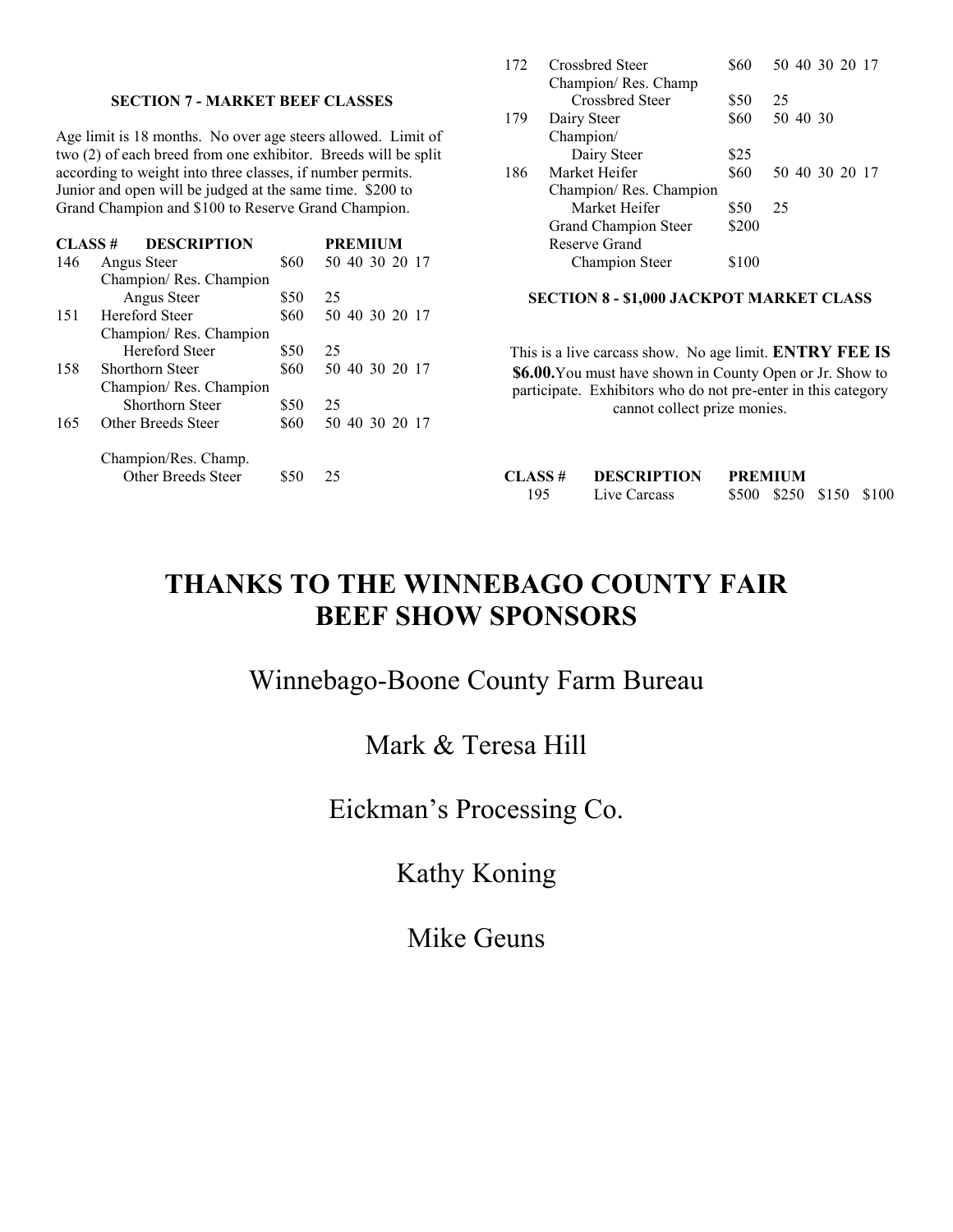## SECTION 7 - MARKET BEEF CLASSES

Age limit is 18 months. No over age steers allowed. Limit of two (2) of each breed from one exhibitor. Breeds will be split according to weight into three classes, if number permits. Junior and open will be judged at the same time. $200 to Grand Champion and $100 to Reserve Grand Champion.

| CLASS # | DESCRIPTION | | PREMIUM |
|---|---|---|---|
| 146 | Angus Steer | $60 | 50 40 30 20 17 |
| | Champion/ Res. Champion Angus Steer | $50 | 25 |
| 151 | Hereford Steer | $60 | 50 40 30 20 17 |
| | Champion/ Res. Champion Hereford Steer | $50 | 25 |
| 158 | Shorthorn Steer | $60 | 50 40 30 20 17 |
| | Champion/ Res. Champion Shorthorn Steer | $50 | 25 |
| 165 | Other Breeds Steer | $60 | 50 40 30 20 17 |
| | Champion/Res. Champ. Other Breeds Steer | $50 | 25 |
| 172 | Crossbred Steer | $60 | 50 40 30 20 17 |
| | Champion/ Res. Champ Crossbred Steer | $50 | 25 |
| 179 | Dairy Steer | $60 | 50 40 30 |
| | Champion/ Dairy Steer | $25 | |
| 186 | Market Heifer | $60 | 50 40 30 20 17 |
| | Champion/ Res. Champion Market Heifer | $50 | 25 |
| | Grand Champion Steer | $200 | |
| | Reserve Grand Champion Steer | $100 | |

## SECTION 8 - $1,000 JACKPOT MARKET CLASS

This is a live carcass show. No age limit. **ENTRY FEE IS $6.00.** You must have shown in County Open or Jr. Show to participate. Exhibitors who do not pre-enter in this category cannot collect prize monies.

| CLASS # | DESCRIPTION | PREMIUM | | | |
|---|---|---|---|---|---|
| 195 | Live Carcass | $500 | $250 | $150 | $100 |

# THANKS TO THE WINNEBAGO COUNTY FAIR BEEF SHOW SPONSORS

Winnebago-Boone County Farm Bureau

Mark & Teresa Hill

Eickman's Processing Co.

Kathy Koning

Mike Geuns